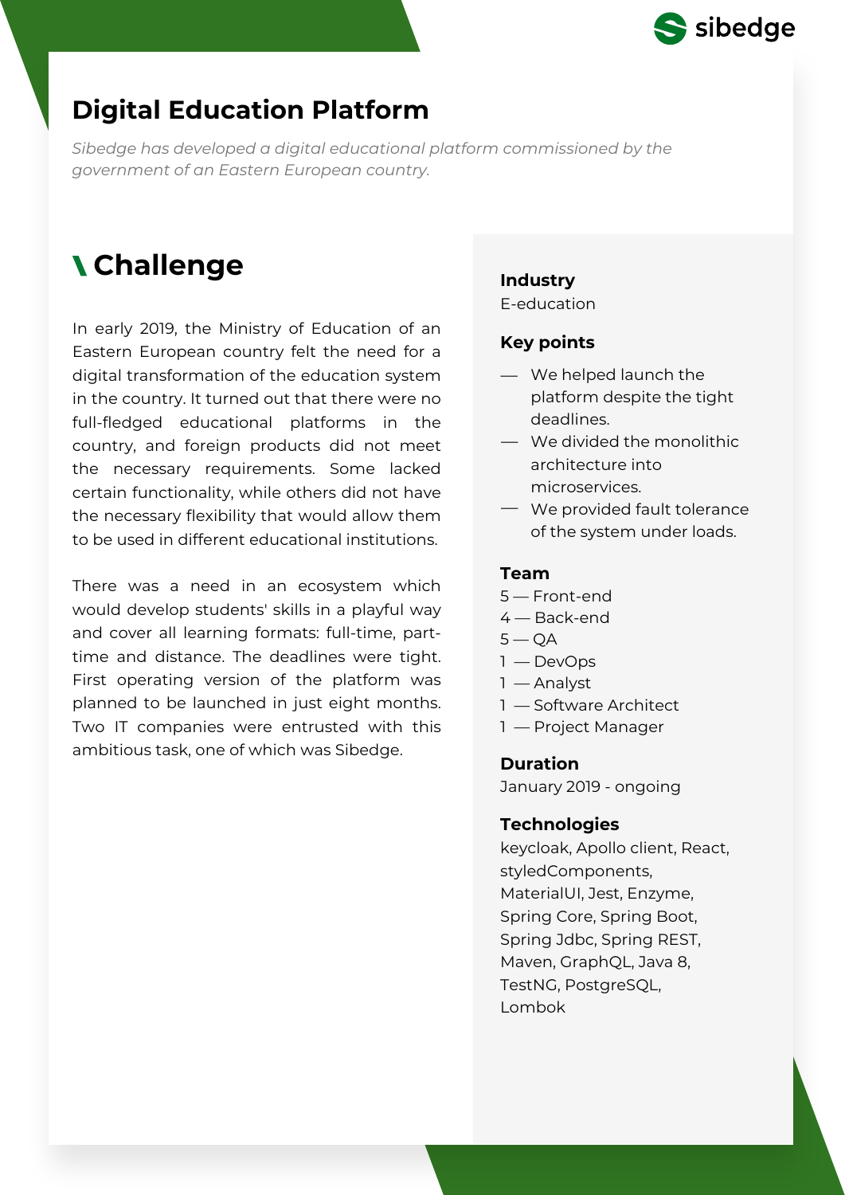# Digital Education Platform

*Sibedge has developed a digital educational platform commissioned by the government of an Eastern European country.*

## Challenge

In early 2019, the Ministry of Education of an Eastern European country felt the need for a digital transformation of the education system in the country. It turned out that there were no full-fledged educational platforms in the country, and foreign products did not meet the necessary requirements. Some lacked certain functionality, while others did not have the necessary flexibility that would allow them to be used in different educational institutions.

There was a need in an ecosystem which would develop students' skills in a playful way and cover all learning formats: full-time, part-time and distance. The deadlines were tight. First operating version of the platform was planned to be launched in just eight months. Two IT companies were entrusted with this ambitious task, one of which was Sibedge.

**Industry**

E-education

**Key points**

- We helped launch the platform despite the tight deadlines.
- We divided the monolithic architecture into microservices.
- We provided fault tolerance of the system under loads.

**Team**

5 — Front-end
4 — Back-end
5 — QA
1 — DevOps
1 — Analyst
1 — Software Architect
1 — Project Manager

**Duration**

January 2019 - ongoing

**Technologies**

keycloak, Apollo client, React, styledComponents, MaterialUI, Jest, Enzyme, Spring Core, Spring Boot, Spring Jdbc, Spring REST, Maven, GraphQL, Java 8, TestNG, PostgreSQL, Lombok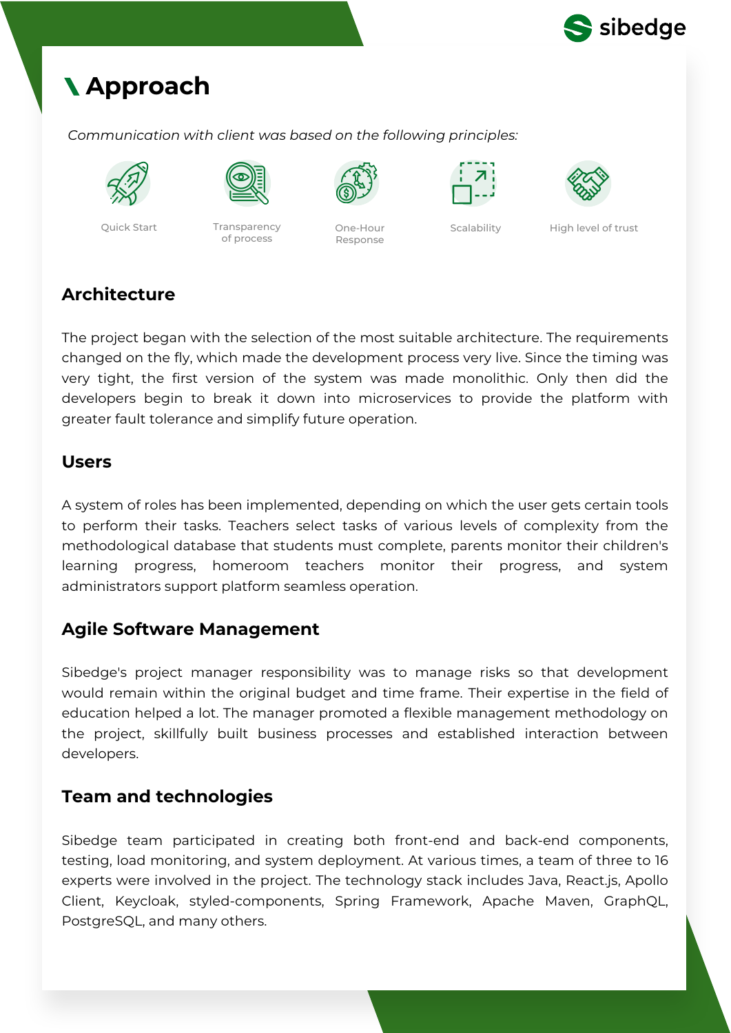# Approach

*Communication with client was based on the following principles:*

- Quick Start
- Transparency of process
- One-Hour Response
- Scalability
- High level of trust

## Architecture

The project began with the selection of the most suitable architecture. The requirements changed on the fly, which made the development process very live. Since the timing was very tight, the first version of the system was made monolithic. Only then did the developers begin to break it down into microservices to provide the platform with greater fault tolerance and simplify future operation.

## Users

A system of roles has been implemented, depending on which the user gets certain tools to perform their tasks. Teachers select tasks of various levels of complexity from the methodological database that students must complete, parents monitor their children's learning progress, homeroom teachers monitor their progress, and system administrators support platform seamless operation.

## Agile Software Management

Sibedge's project manager responsibility was to manage risks so that development would remain within the original budget and time frame. Their expertise in the field of education helped a lot. The manager promoted a flexible management methodology on the project, skillfully built business processes and established interaction between developers.

## Team and technologies

Sibedge team participated in creating both front-end and back-end components, testing, load monitoring, and system deployment. At various times, a team of three to 16 experts were involved in the project. The technology stack includes Java, React.js, Apollo Client, Keycloak, styled-components, Spring Framework, Apache Maven, GraphQL, PostgreSQL, and many others.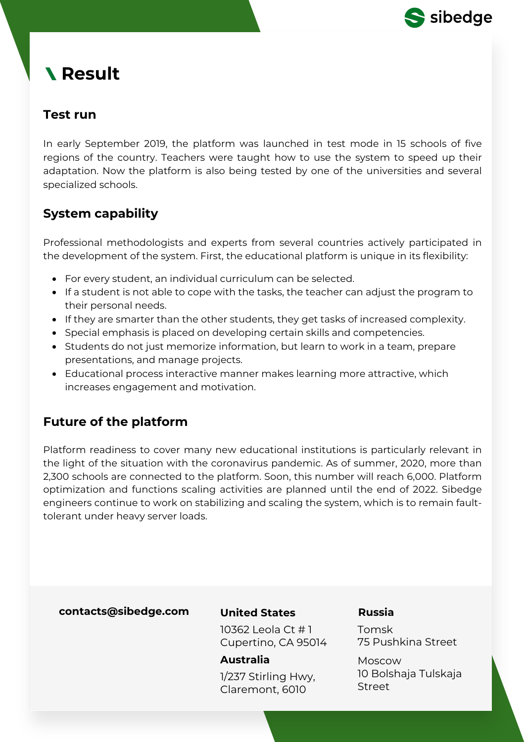# Result

## Test run

In early September 2019, the platform was launched in test mode in 15 schools of five regions of the country. Teachers were taught how to use the system to speed up their adaptation. Now the platform is also being tested by one of the universities and several specialized schools.

## System capability

Professional methodologists and experts from several countries actively participated in the development of the system. First, the educational platform is unique in its flexibility:

- For every student, an individual curriculum can be selected.
- If a student is not able to cope with the tasks, the teacher can adjust the program to their personal needs.
- If they are smarter than the other students, they get tasks of increased complexity.
- Special emphasis is placed on developing certain skills and competencies.
- Students do not just memorize information, but learn to work in a team, prepare presentations, and manage projects.
- Educational process interactive manner makes learning more attractive, which increases engagement and motivation.

## Future of the platform

Platform readiness to cover many new educational institutions is particularly relevant in the light of the situation with the coronavirus pandemic. As of summer, 2020, more than 2,300 schools are connected to the platform. Soon, this number will reach 6,000. Platform optimization and functions scaling activities are planned until the end of 2022. Sibedge engineers continue to work on stabilizing and scaling the system, which is to remain fault-tolerant under heavy server loads.

**contacts@sibedge.com**

**United States**
10362 Leola Ct # 1
Cupertino, CA 95014

**Australia**
1/237 Stirling Hwy,
Claremont, 6010

**Russia**
Tomsk
75 Pushkina Street

Moscow
10 Bolshaja Tulskaja Street